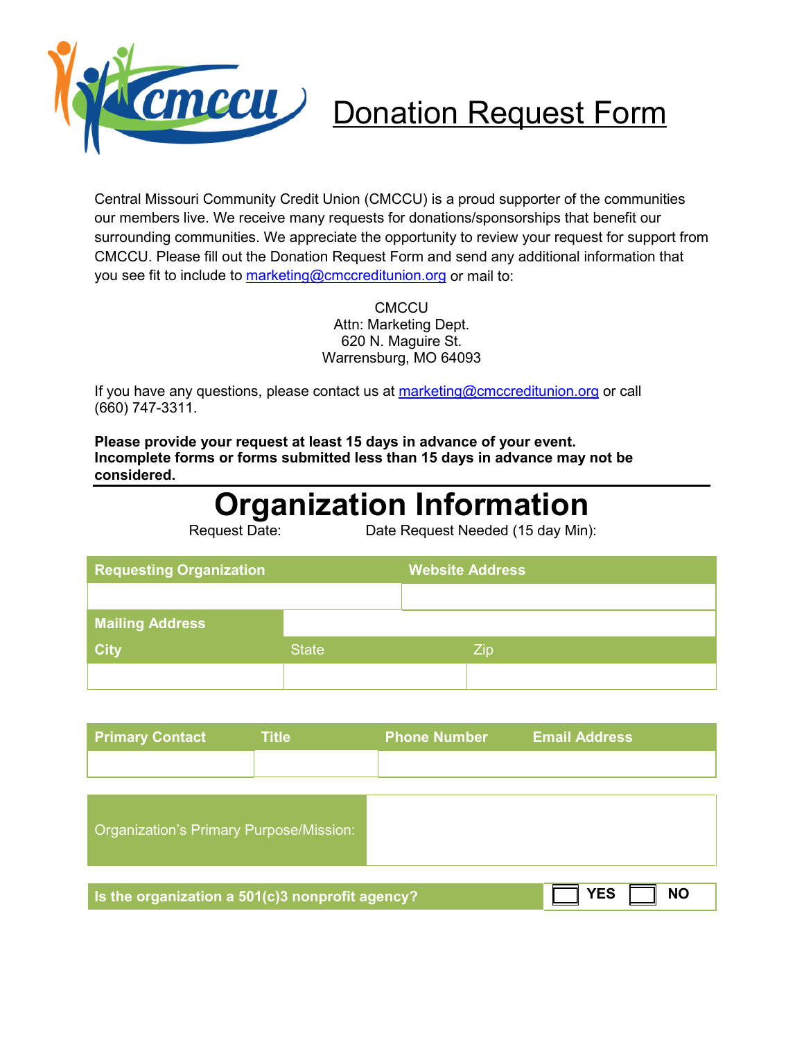# Donation Request Form

Central Missouri Community Credit Union (CMCCU) is a proud supporter of the communities our members live. We receive many requests for donations/sponsorships that benefit our surrounding communities. We appreciate the opportunity to review your request for support from CMCCU. Please fill out the Donation Request Form and send any additional information that you see fit to include to marketing@cmccreditunion.org or mail to:

CMCCU
Attn: Marketing Dept.
620 N. Maguire St.
Warrensburg, MO 64093

If you have any questions, please contact us at marketing@cmccreditunion.org or call (660) 747-3311.

**Please provide your request at least 15 days in advance of your event. Incomplete forms or forms submitted less than 15 days in advance may not be considered.**

---

# Organization Information

Request Date: Date Request Needed (15 day Min):

| Requesting Organization | Website Address |
| --- | --- |
| | |

| Mailing Address | | |
| --- | --- | --- |
| **City** | State | Zip |
| | | |

| Primary Contact | Title | Phone Number | Email Address |
| --- | --- | --- | --- |
| | | | |

| Organization's Primary Purpose/Mission: | |
| --- | --- |

| Is the organization a 501(c)3 nonprofit agency? | ☐ YES ☐ NO |
| --- | --- |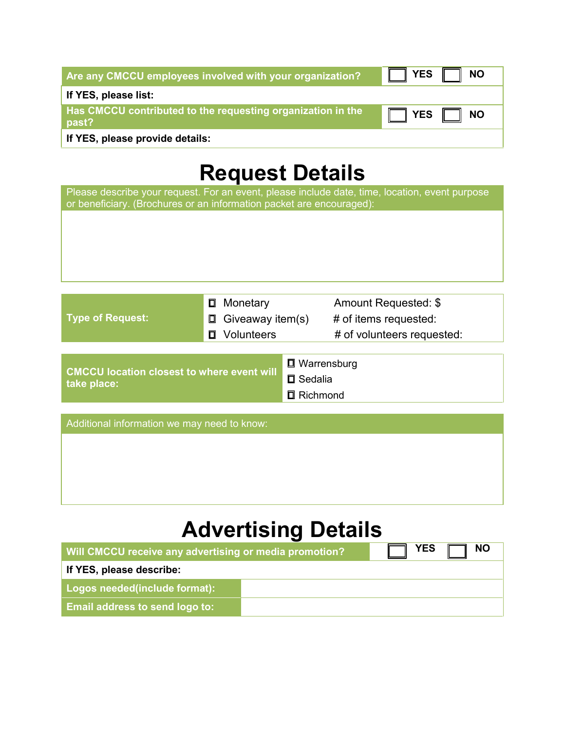| Are any CMCCU employees involved with your organization? | ☐ YES ☐ NO |
|---|---|
| **If YES, please list:** | |
| **Has CMCCU contributed to the requesting organization in the past?** | ☐ YES ☐ NO |
| **If YES, please provide details:** | |

# Request Details

| Please describe your request. For an event, please include date, time, location, event purpose or beneficiary. (Brochures or an information packet are encouraged): |
|---|
| |

| Type of Request: | | |
|---|---|---|
| | ☐ Monetary | Amount Requested: $ |
| | ☐ Giveaway item(s) | # of items requested: |
| | ☐ Volunteers | # of volunteers requested: |

| CMCCU location closest to where event will take place: | |
|---|---|
| | ☐ Warrensburg |
| | ☐ Sedalia |
| | ☐ Richmond |

| Additional information we may need to know: |
|---|
| |

# Advertising Details

| Will CMCCU receive any advertising or media promotion? | ☐ YES ☐ NO |
|---|---|
| **If YES, please describe:** | |
| **Logos needed(include format):** | |
| **Email address to send logo to:** | |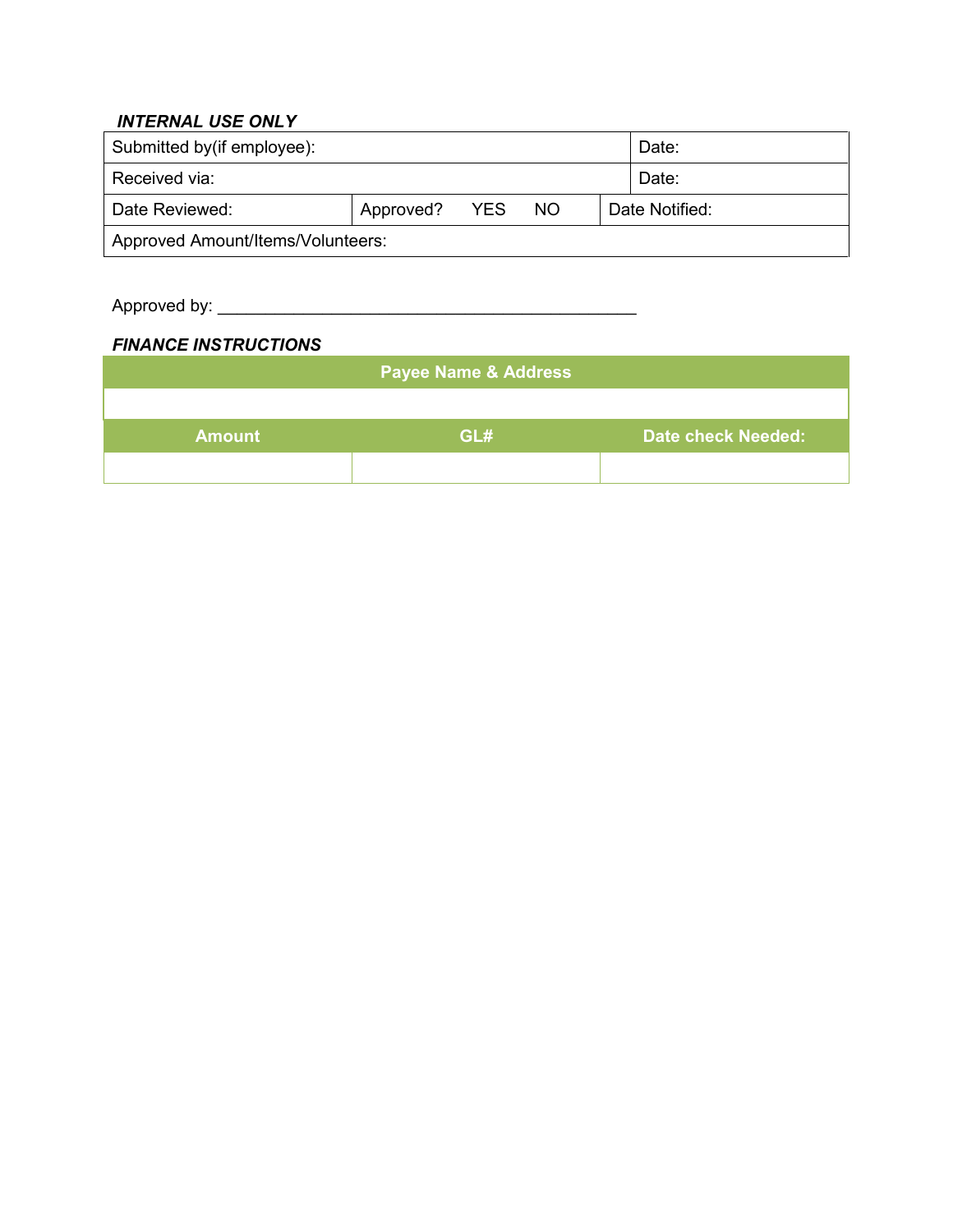***INTERNAL USE ONLY***

| | | |
|---|---|---|
| Submitted by(if employee): | | Date: |
| Received via: | | Date: |
| Date Reviewed: | Approved? YES NO | Date Notified: |
| Approved Amount/Items/Volunteers: | | |

Approved by: ___________________________________________

***FINANCE INSTRUCTIONS***

| Payee Name & Address | | |
|---|---|---|
| | | |
| **Amount** | **GL#** | **Date check Needed:** |
| | | |